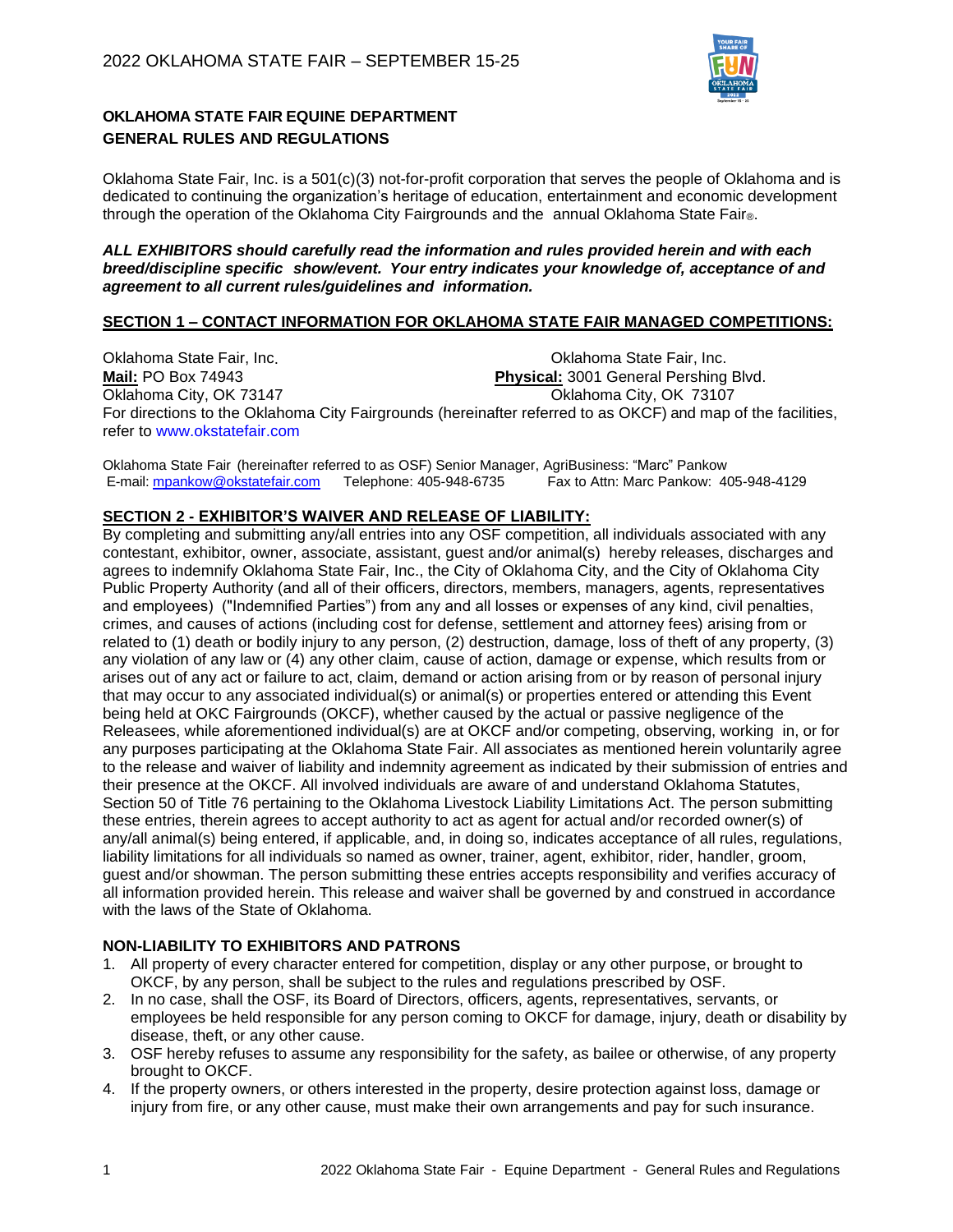# 2022 OKLAHOMA STATE FAIR – SEPTEMBER 15-25

**OKLAHOMA STATE FAIR EQUINE DEPARTMENT**
**GENERAL RULES AND REGULATIONS**

Oklahoma State Fair, Inc. is a 501(c)(3) not-for-profit corporation that serves the people of Oklahoma and is dedicated to continuing the organization's heritage of education, entertainment and economic development through the operation of the Oklahoma City Fairgrounds and the annual Oklahoma State Fair®.

***ALL EXHIBITORS should carefully read the information and rules provided herein and with each breed/discipline specific show/event. Your entry indicates your knowledge of, acceptance of and agreement to all current rules/guidelines and information.***

## SECTION 1 – CONTACT INFORMATION FOR OKLAHOMA STATE FAIR MANAGED COMPETITIONS:

Oklahoma State Fair, Inc.
**Mail:** PO Box 74943
Oklahoma City, OK 73147

Oklahoma State Fair, Inc.
**Physical:** 3001 General Pershing Blvd.
Oklahoma City, OK 73107

For directions to the Oklahoma City Fairgrounds (hereinafter referred to as OKCF) and map of the facilities, refer to www.okstatefair.com

Oklahoma State Fair (hereinafter referred to as OSF) Senior Manager, AgriBusiness: "Marc" Pankow
E-mail: mpankow@okstatefair.com Telephone: 405-948-6735 Fax to Attn: Marc Pankow: 405-948-4129

## SECTION 2 - EXHIBITOR'S WAIVER AND RELEASE OF LIABILITY:

By completing and submitting any/all entries into any OSF competition, all individuals associated with any contestant, exhibitor, owner, associate, assistant, guest and/or animal(s) hereby releases, discharges and agrees to indemnify Oklahoma State Fair, Inc., the City of Oklahoma City, and the City of Oklahoma City Public Property Authority (and all of their officers, directors, members, managers, agents, representatives and employees) ("Indemnified Parties") from any and all losses or expenses of any kind, civil penalties, crimes, and causes of actions (including cost for defense, settlement and attorney fees) arising from or related to (1) death or bodily injury to any person, (2) destruction, damage, loss of theft of any property, (3) any violation of any law or (4) any other claim, cause of action, damage or expense, which results from or arises out of any act or failure to act, claim, demand or action arising from or by reason of personal injury that may occur to any associated individual(s) or animal(s) or properties entered or attending this Event being held at OKC Fairgrounds (OKCF), whether caused by the actual or passive negligence of the Releasees, while aforementioned individual(s) are at OKCF and/or competing, observing, working in, or for any purposes participating at the Oklahoma State Fair. All associates as mentioned herein voluntarily agree to the release and waiver of liability and indemnity agreement as indicated by their submission of entries and their presence at the OKCF. All involved individuals are aware of and understand Oklahoma Statutes, Section 50 of Title 76 pertaining to the Oklahoma Livestock Liability Limitations Act. The person submitting these entries, therein agrees to accept authority to act as agent for actual and/or recorded owner(s) of any/all animal(s) being entered, if applicable, and, in doing so, indicates acceptance of all rules, regulations, liability limitations for all individuals so named as owner, trainer, agent, exhibitor, rider, handler, groom, guest and/or showman. The person submitting these entries accepts responsibility and verifies accuracy of all information provided herein. This release and waiver shall be governed by and construed in accordance with the laws of the State of Oklahoma.

### NON-LIABILITY TO EXHIBITORS AND PATRONS

1. All property of every character entered for competition, display or any other purpose, or brought to OKCF, by any person, shall be subject to the rules and regulations prescribed by OSF.
2. In no case, shall the OSF, its Board of Directors, officers, agents, representatives, servants, or employees be held responsible for any person coming to OKCF for damage, injury, death or disability by disease, theft, or any other cause.
3. OSF hereby refuses to assume any responsibility for the safety, as bailee or otherwise, of any property brought to OKCF.
4. If the property owners, or others interested in the property, desire protection against loss, damage or injury from fire, or any other cause, must make their own arrangements and pay for such insurance.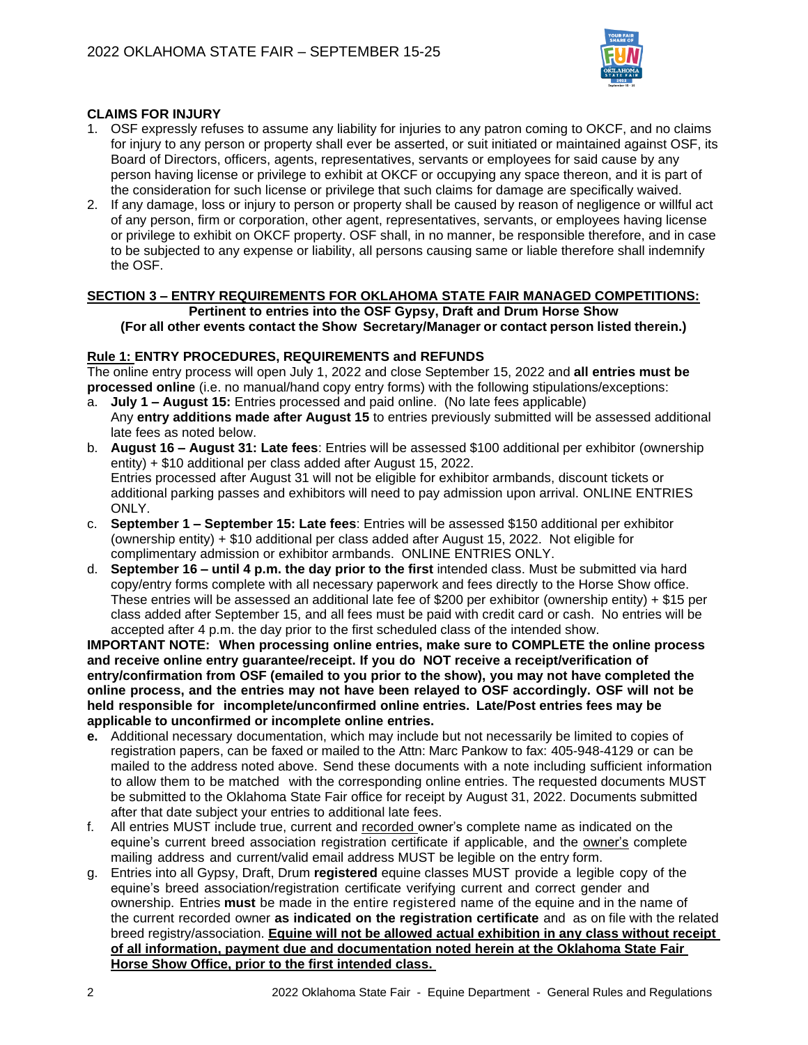**CLAIMS FOR INJURY**

1. OSF expressly refuses to assume any liability for injuries to any patron coming to OKCF, and no claims for injury to any person or property shall ever be asserted, or suit initiated or maintained against OSF, its Board of Directors, officers, agents, representatives, servants or employees for said cause by any person having license or privilege to exhibit at OKCF or occupying any space thereon, and it is part of the consideration for such license or privilege that such claims for damage are specifically waived.
2. If any damage, loss or injury to person or property shall be caused by reason of negligence or willful act of any person, firm or corporation, other agent, representatives, servants, or employees having license or privilege to exhibit on OKCF property. OSF shall, in no manner, be responsible therefore, and in case to be subjected to any expense or liability, all persons causing same or liable therefore shall indemnify the OSF.

## SECTION 3 – ENTRY REQUIREMENTS FOR OKLAHOMA STATE FAIR MANAGED COMPETITIONS:

**Pertinent to entries into the OSF Gypsy, Draft and Drum Horse Show**
**(For all other events contact the Show Secretary/Manager or contact person listed therein.)**

### Rule 1: ENTRY PROCEDURES, REQUIREMENTS and REFUNDS

The online entry process will open July 1, 2022 and close September 15, 2022 and **all entries must be processed online** (i.e. no manual/hand copy entry forms) with the following stipulations/exceptions:

a. **July 1 – August 15:** Entries processed and paid online. (No late fees applicable)
   Any **entry additions made after August 15** to entries previously submitted will be assessed additional late fees as noted below.
b. **August 16 – August 31: Late fees**: Entries will be assessed $100 additional per exhibitor (ownership entity) + $10 additional per class added after August 15, 2022.
   Entries processed after August 31 will not be eligible for exhibitor armbands, discount tickets or additional parking passes and exhibitors will need to pay admission upon arrival. ONLINE ENTRIES ONLY.
c. **September 1 – September 15: Late fees**: Entries will be assessed $150 additional per exhibitor (ownership entity) + $10 additional per class added after August 15, 2022. Not eligible for complimentary admission or exhibitor armbands. ONLINE ENTRIES ONLY.
d. **September 16 – until 4 p.m. the day prior to the first** intended class. Must be submitted via hard copy/entry forms complete with all necessary paperwork and fees directly to the Horse Show office. These entries will be assessed an additional late fee of $200 per exhibitor (ownership entity) + $15 per class added after September 15, and all fees must be paid with credit card or cash. No entries will be accepted after 4 p.m. the day prior to the first scheduled class of the intended show.

**IMPORTANT NOTE: When processing online entries, make sure to COMPLETE the online process and receive online entry guarantee/receipt. If you do NOT receive a receipt/verification of entry/confirmation from OSF (emailed to you prior to the show), you may not have completed the online process, and the entries may not have been relayed to OSF accordingly. OSF will not be held responsible for incomplete/unconfirmed online entries. Late/Post entries fees may be applicable to unconfirmed or incomplete online entries.**

e. Additional necessary documentation, which may include but not necessarily be limited to copies of registration papers, can be faxed or mailed to the Attn: Marc Pankow to fax: 405-948-4129 or can be mailed to the address noted above. Send these documents with a note including sufficient information to allow them to be matched with the corresponding online entries. The requested documents MUST be submitted to the Oklahoma State Fair office for receipt by August 31, 2022. Documents submitted after that date subject your entries to additional late fees.
f. All entries MUST include true, current and <u>recorded</u> owner's complete name as indicated on the equine's current breed association registration certificate if applicable, and the <u>owner's</u> complete mailing address and current/valid email address MUST be legible on the entry form.
g. Entries into all Gypsy, Draft, Drum **registered** equine classes MUST provide a legible copy of the equine's breed association/registration certificate verifying current and correct gender and ownership. Entries **must** be made in the entire registered name of the equine and in the name of the current recorded owner **as indicated on the registration certificate** and as on file with the related breed registry/association. **<u>Equine will not be allowed actual exhibition in any class without receipt of all information, payment due and documentation noted herein at the Oklahoma State Fair Horse Show Office, prior to the first intended class.</u>**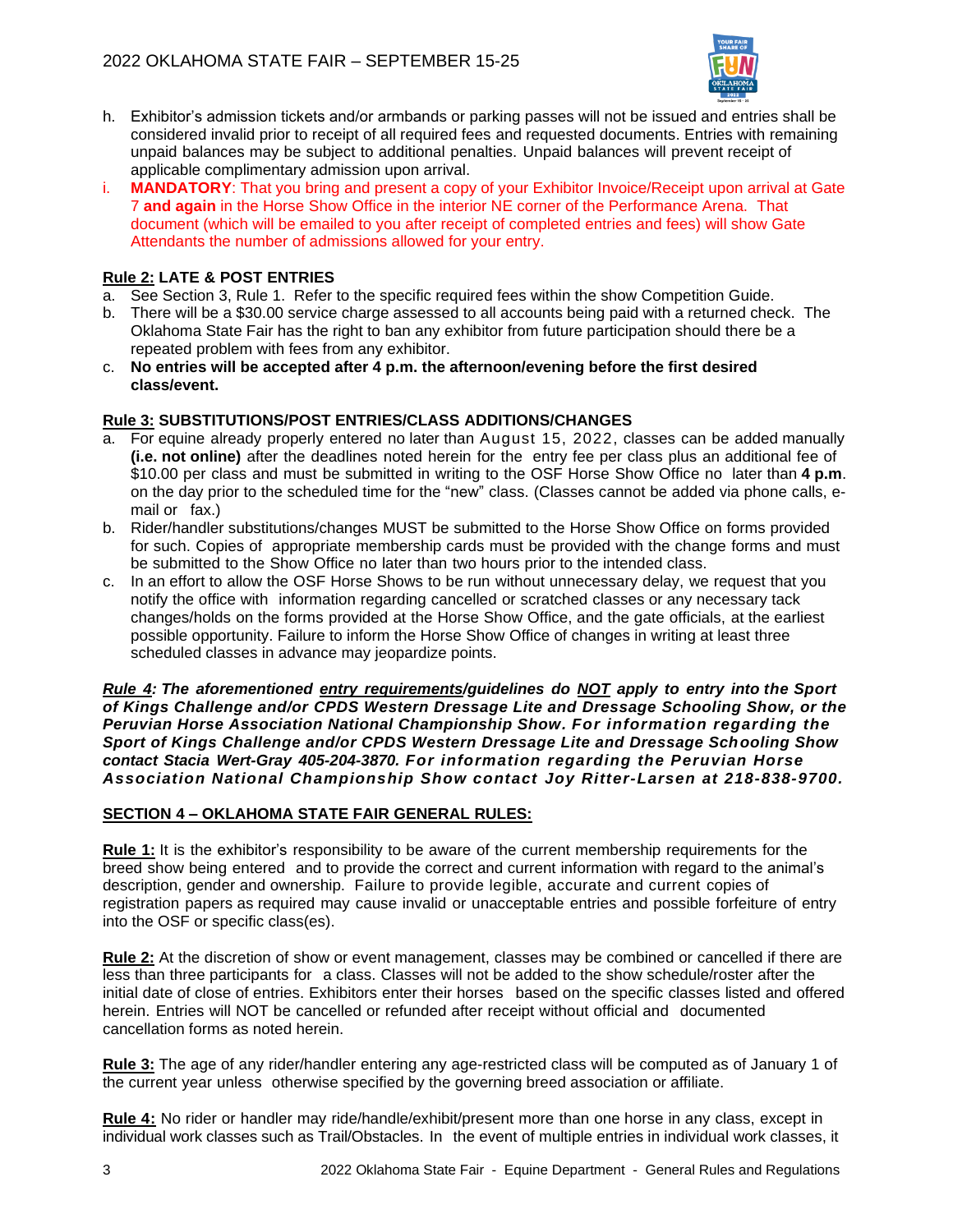h. Exhibitor's admission tickets and/or armbands or parking passes will not be issued and entries shall be considered invalid prior to receipt of all required fees and requested documents. Entries with remaining unpaid balances may be subject to additional penalties. Unpaid balances will prevent receipt of applicable complimentary admission upon arrival.

i. **MANDATORY**: That you bring and present a copy of your Exhibitor Invoice/Receipt upon arrival at Gate 7 **and again** in the Horse Show Office in the interior NE corner of the Performance Arena. That document (which will be emailed to you after receipt of completed entries and fees) will show Gate Attendants the number of admissions allowed for your entry.

**Rule 2: LATE & POST ENTRIES**

a. See Section 3, Rule 1. Refer to the specific required fees within the show Competition Guide.

b. There will be a $30.00 service charge assessed to all accounts being paid with a returned check. The Oklahoma State Fair has the right to ban any exhibitor from future participation should there be a repeated problem with fees from any exhibitor.

c. **No entries will be accepted after 4 p.m. the afternoon/evening before the first desired class/event.**

**Rule 3: SUBSTITUTIONS/POST ENTRIES/CLASS ADDITIONS/CHANGES**

a. For equine already properly entered no later than August 15, 2022, classes can be added manually **(i.e. not online)** after the deadlines noted herein for the entry fee per class plus an additional fee of $10.00 per class and must be submitted in writing to the OSF Horse Show Office no later than **4 p.m**. on the day prior to the scheduled time for the "new" class. (Classes cannot be added via phone calls, e-mail or fax.)

b. Rider/handler substitutions/changes MUST be submitted to the Horse Show Office on forms provided for such. Copies of appropriate membership cards must be provided with the change forms and must be submitted to the Show Office no later than two hours prior to the intended class.

c. In an effort to allow the OSF Horse Shows to be run without unnecessary delay, we request that you notify the office with information regarding cancelled or scratched classes or any necessary tack changes/holds on the forms provided at the Horse Show Office, and the gate officials, at the earliest possible opportunity. Failure to inform the Horse Show Office of changes in writing at least three scheduled classes in advance may jeopardize points.

***Rule 4: The aforementioned entry requirements/guidelines do NOT apply to entry into the Sport of Kings Challenge and/or CPDS Western Dressage Lite and Dressage Schooling Show, or the Peruvian Horse Association National Championship Show. For information regarding the Sport of Kings Challenge and/or CPDS Western Dressage Lite and Dressage Schooling Show contact Stacia Wert-Gray 405-204-3870. For information regarding the Peruvian Horse Association National Championship Show contact Joy Ritter-Larsen at 218-838-9700.***

## SECTION 4 – OKLAHOMA STATE FAIR GENERAL RULES:

**Rule 1:** It is the exhibitor's responsibility to be aware of the current membership requirements for the breed show being entered and to provide the correct and current information with regard to the animal's description, gender and ownership. Failure to provide legible, accurate and current copies of registration papers as required may cause invalid or unacceptable entries and possible forfeiture of entry into the OSF or specific class(es).

**Rule 2:** At the discretion of show or event management, classes may be combined or cancelled if there are less than three participants for a class. Classes will not be added to the show schedule/roster after the initial date of close of entries. Exhibitors enter their horses based on the specific classes listed and offered herein. Entries will NOT be cancelled or refunded after receipt without official and documented cancellation forms as noted herein.

**Rule 3:** The age of any rider/handler entering any age-restricted class will be computed as of January 1 of the current year unless otherwise specified by the governing breed association or affiliate.

**Rule 4:** No rider or handler may ride/handle/exhibit/present more than one horse in any class, except in individual work classes such as Trail/Obstacles. In the event of multiple entries in individual work classes, it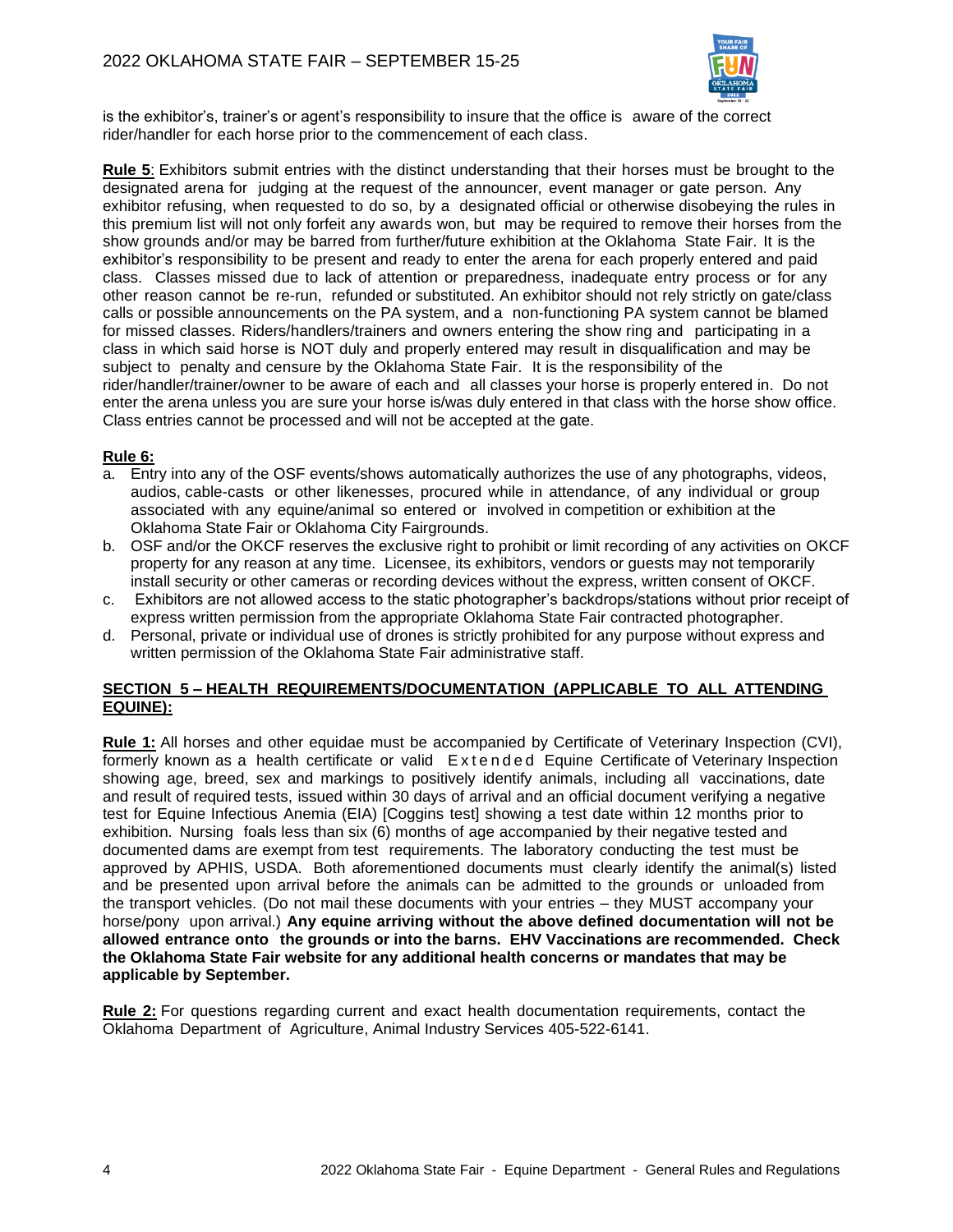is the exhibitor's, trainer's or agent's responsibility to insure that the office is aware of the correct rider/handler for each horse prior to the commencement of each class.

**Rule 5**: Exhibitors submit entries with the distinct understanding that their horses must be brought to the designated arena for judging at the request of the announcer, event manager or gate person. Any exhibitor refusing, when requested to do so, by a designated official or otherwise disobeying the rules in this premium list will not only forfeit any awards won, but may be required to remove their horses from the show grounds and/or may be barred from further/future exhibition at the Oklahoma State Fair. It is the exhibitor's responsibility to be present and ready to enter the arena for each properly entered and paid class. Classes missed due to lack of attention or preparedness, inadequate entry process or for any other reason cannot be re-run, refunded or substituted. An exhibitor should not rely strictly on gate/class calls or possible announcements on the PA system, and a non-functioning PA system cannot be blamed for missed classes. Riders/handlers/trainers and owners entering the show ring and participating in a class in which said horse is NOT duly and properly entered may result in disqualification and may be subject to penalty and censure by the Oklahoma State Fair. It is the responsibility of the rider/handler/trainer/owner to be aware of each and all classes your horse is properly entered in. Do not enter the arena unless you are sure your horse is/was duly entered in that class with the horse show office. Class entries cannot be processed and will not be accepted at the gate.

**Rule 6:**

a. Entry into any of the OSF events/shows automatically authorizes the use of any photographs, videos, audios, cable-casts or other likenesses, procured while in attendance, of any individual or group associated with any equine/animal so entered or involved in competition or exhibition at the Oklahoma State Fair or Oklahoma City Fairgrounds.
b. OSF and/or the OKCF reserves the exclusive right to prohibit or limit recording of any activities on OKCF property for any reason at any time. Licensee, its exhibitors, vendors or guests may not temporarily install security or other cameras or recording devices without the express, written consent of OKCF.
c. Exhibitors are not allowed access to the static photographer's backdrops/stations without prior receipt of express written permission from the appropriate Oklahoma State Fair contracted photographer.
d. Personal, private or individual use of drones is strictly prohibited for any purpose without express and written permission of the Oklahoma State Fair administrative staff.

## SECTION 5 – HEALTH REQUIREMENTS/DOCUMENTATION (APPLICABLE TO ALL ATTENDING EQUINE):

**Rule 1:** All horses and other equidae must be accompanied by Certificate of Veterinary Inspection (CVI), formerly known as a health certificate or valid Extended Equine Certificate of Veterinary Inspection showing age, breed, sex and markings to positively identify animals, including all vaccinations, date and result of required tests, issued within 30 days of arrival and an official document verifying a negative test for Equine Infectious Anemia (EIA) [Coggins test] showing a test date within 12 months prior to exhibition. Nursing foals less than six (6) months of age accompanied by their negative tested and documented dams are exempt from test requirements. The laboratory conducting the test must be approved by APHIS, USDA. Both aforementioned documents must clearly identify the animal(s) listed and be presented upon arrival before the animals can be admitted to the grounds or unloaded from the transport vehicles. (Do not mail these documents with your entries – they MUST accompany your horse/pony upon arrival.) **Any equine arriving without the above defined documentation will not be allowed entrance onto the grounds or into the barns. EHV Vaccinations are recommended. Check the Oklahoma State Fair website for any additional health concerns or mandates that may be applicable by September.**

**Rule 2:** For questions regarding current and exact health documentation requirements, contact the Oklahoma Department of Agriculture, Animal Industry Services 405-522-6141.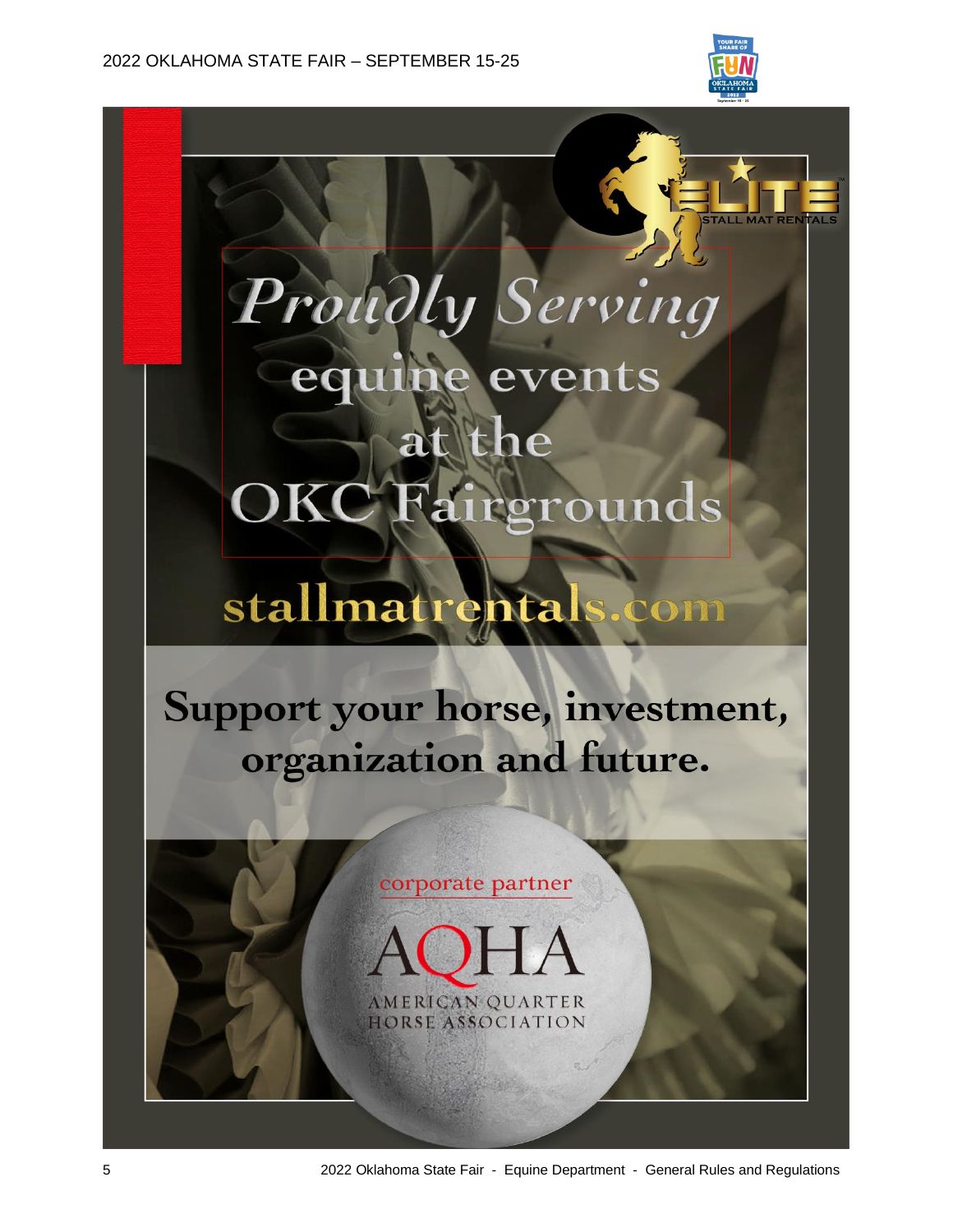ELITE STALL MAT RENTALS

*Proudly Serving*
equine events
at the
OKC Fairgrounds

stallmatrentals.com

**Support your horse, investment, organization and future.**

corporate partner

AQHA
AMERICAN QUARTER HORSE ASSOCIATION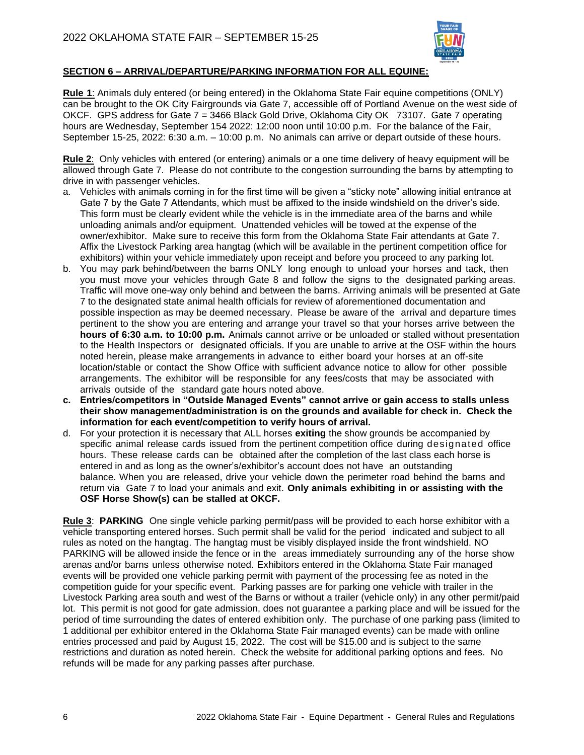## SECTION 6 – ARRIVAL/DEPARTURE/PARKING INFORMATION FOR ALL EQUINE:

**Rule 1**: Animals duly entered (or being entered) in the Oklahoma State Fair equine competitions (ONLY) can be brought to the OK City Fairgrounds via Gate 7, accessible off of Portland Avenue on the west side of OKCF. GPS address for Gate 7 = 3466 Black Gold Drive, Oklahoma City OK 73107. Gate 7 operating hours are Wednesday, September 154 2022: 12:00 noon until 10:00 p.m. For the balance of the Fair, September 15-25, 2022: 6:30 a.m. – 10:00 p.m. No animals can arrive or depart outside of these hours.

**Rule 2**: Only vehicles with entered (or entering) animals or a one time delivery of heavy equipment will be allowed through Gate 7. Please do not contribute to the congestion surrounding the barns by attempting to drive in with passenger vehicles.

a. Vehicles with animals coming in for the first time will be given a "sticky note" allowing initial entrance at Gate 7 by the Gate 7 Attendants, which must be affixed to the inside windshield on the driver's side. This form must be clearly evident while the vehicle is in the immediate area of the barns and while unloading animals and/or equipment. Unattended vehicles will be towed at the expense of the owner/exhibitor. Make sure to receive this form from the Oklahoma State Fair attendants at Gate 7. Affix the Livestock Parking area hangtag (which will be available in the pertinent competition office for exhibitors) within your vehicle immediately upon receipt and before you proceed to any parking lot.

b. You may park behind/between the barns ONLY long enough to unload your horses and tack, then you must move your vehicles through Gate 8 and follow the signs to the designated parking areas. Traffic will move one-way only behind and between the barns. Arriving animals will be presented at Gate 7 to the designated state animal health officials for review of aforementioned documentation and possible inspection as may be deemed necessary. Please be aware of the arrival and departure times pertinent to the show you are entering and arrange your travel so that your horses arrive between the **hours of 6:30 a.m. to 10:00 p.m.** Animals cannot arrive or be unloaded or stalled without presentation to the Health Inspectors or designated officials. If you are unable to arrive at the OSF within the hours noted herein, please make arrangements in advance to either board your horses at an off-site location/stable or contact the Show Office with sufficient advance notice to allow for other possible arrangements. The exhibitor will be responsible for any fees/costs that may be associated with arrivals outside of the standard gate hours noted above.

**c. Entries/competitors in "Outside Managed Events" cannot arrive or gain access to stalls unless their show management/administration is on the grounds and available for check in. Check the information for each event/competition to verify hours of arrival.**

d. For your protection it is necessary that ALL horses **exiting** the show grounds be accompanied by specific animal release cards issued from the pertinent competition office during designated office hours. These release cards can be obtained after the completion of the last class each horse is entered in and as long as the owner's/exhibitor's account does not have an outstanding balance. When you are released, drive your vehicle down the perimeter road behind the barns and return via Gate 7 to load your animals and exit. **Only animals exhibiting in or assisting with the OSF Horse Show(s) can be stalled at OKCF.**

**Rule 3**: **PARKING** One single vehicle parking permit/pass will be provided to each horse exhibitor with a vehicle transporting entered horses. Such permit shall be valid for the period indicated and subject to all rules as noted on the hangtag. The hangtag must be visibly displayed inside the front windshield. NO PARKING will be allowed inside the fence or in the areas immediately surrounding any of the horse show arenas and/or barns unless otherwise noted. Exhibitors entered in the Oklahoma State Fair managed events will be provided one vehicle parking permit with payment of the processing fee as noted in the competition guide for your specific event. Parking passes are for parking one vehicle with trailer in the Livestock Parking area south and west of the Barns or without a trailer (vehicle only) in any other permit/paid lot. This permit is not good for gate admission, does not guarantee a parking place and will be issued for the period of time surrounding the dates of entered exhibition only. The purchase of one parking pass (limited to 1 additional per exhibitor entered in the Oklahoma State Fair managed events) can be made with online entries processed and paid by August 15, 2022. The cost will be $15.00 and is subject to the same restrictions and duration as noted herein. Check the website for additional parking options and fees. No refunds will be made for any parking passes after purchase.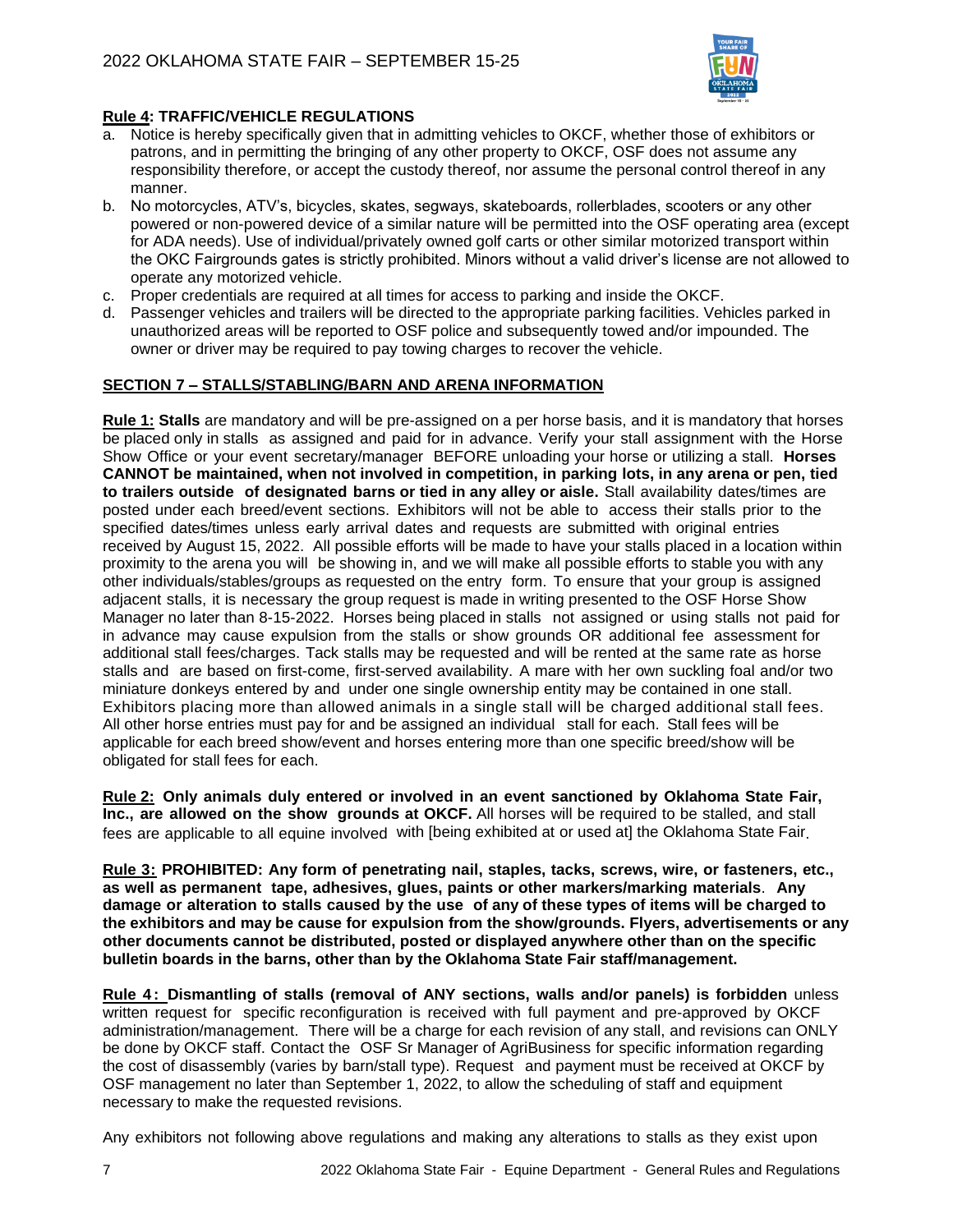**Rule 4: TRAFFIC/VEHICLE REGULATIONS**

a. Notice is hereby specifically given that in admitting vehicles to OKCF, whether those of exhibitors or patrons, and in permitting the bringing of any other property to OKCF, OSF does not assume any responsibility therefore, or accept the custody thereof, nor assume the personal control thereof in any manner.

b. No motorcycles, ATV's, bicycles, skates, segways, skateboards, rollerblades, scooters or any other powered or non-powered device of a similar nature will be permitted into the OSF operating area (except for ADA needs). Use of individual/privately owned golf carts or other similar motorized transport within the OKC Fairgrounds gates is strictly prohibited. Minors without a valid driver's license are not allowed to operate any motorized vehicle.

c. Proper credentials are required at all times for access to parking and inside the OKCF.

d. Passenger vehicles and trailers will be directed to the appropriate parking facilities. Vehicles parked in unauthorized areas will be reported to OSF police and subsequently towed and/or impounded. The owner or driver may be required to pay towing charges to recover the vehicle.

## SECTION 7 – STALLS/STABLING/BARN AND ARENA INFORMATION

**Rule 1: Stalls** are mandatory and will be pre-assigned on a per horse basis, and it is mandatory that horses be placed only in stalls as assigned and paid for in advance. Verify your stall assignment with the Horse Show Office or your event secretary/manager BEFORE unloading your horse or utilizing a stall. **Horses CANNOT be maintained, when not involved in competition, in parking lots, in any arena or pen, tied to trailers outside of designated barns or tied in any alley or aisle.** Stall availability dates/times are posted under each breed/event sections. Exhibitors will not be able to access their stalls prior to the specified dates/times unless early arrival dates and requests are submitted with original entries received by August 15, 2022. All possible efforts will be made to have your stalls placed in a location within proximity to the arena you will be showing in, and we will make all possible efforts to stable you with any other individuals/stables/groups as requested on the entry form. To ensure that your group is assigned adjacent stalls, it is necessary the group request is made in writing presented to the OSF Horse Show Manager no later than 8-15-2022. Horses being placed in stalls not assigned or using stalls not paid for in advance may cause expulsion from the stalls or show grounds OR additional fee assessment for additional stall fees/charges. Tack stalls may be requested and will be rented at the same rate as horse stalls and are based on first-come, first-served availability. A mare with her own suckling foal and/or two miniature donkeys entered by and under one single ownership entity may be contained in one stall. Exhibitors placing more than allowed animals in a single stall will be charged additional stall fees. All other horse entries must pay for and be assigned an individual stall for each. Stall fees will be applicable for each breed show/event and horses entering more than one specific breed/show will be obligated for stall fees for each.

**Rule 2: Only animals duly entered or involved in an event sanctioned by Oklahoma State Fair, Inc., are allowed on the show grounds at OKCF.** All horses will be required to be stalled, and stall fees are applicable to all equine involved with [being exhibited at or used at] the Oklahoma State Fair.

**Rule 3: PROHIBITED: Any form of penetrating nail, staples, tacks, screws, wire, or fasteners, etc., as well as permanent tape, adhesives, glues, paints or other markers/marking materials. Any damage or alteration to stalls caused by the use of any of these types of items will be charged to the exhibitors and may be cause for expulsion from the show/grounds. Flyers, advertisements or any other documents cannot be distributed, posted or displayed anywhere other than on the specific bulletin boards in the barns, other than by the Oklahoma State Fair staff/management.**

**Rule 4: Dismantling of stalls (removal of ANY sections, walls and/or panels) is forbidden** unless written request for specific reconfiguration is received with full payment and pre-approved by OKCF administration/management. There will be a charge for each revision of any stall, and revisions can ONLY be done by OKCF staff. Contact the OSF Sr Manager of AgriBusiness for specific information regarding the cost of disassembly (varies by barn/stall type). Request and payment must be received at OKCF by OSF management no later than September 1, 2022, to allow the scheduling of staff and equipment necessary to make the requested revisions.

Any exhibitors not following above regulations and making any alterations to stalls as they exist upon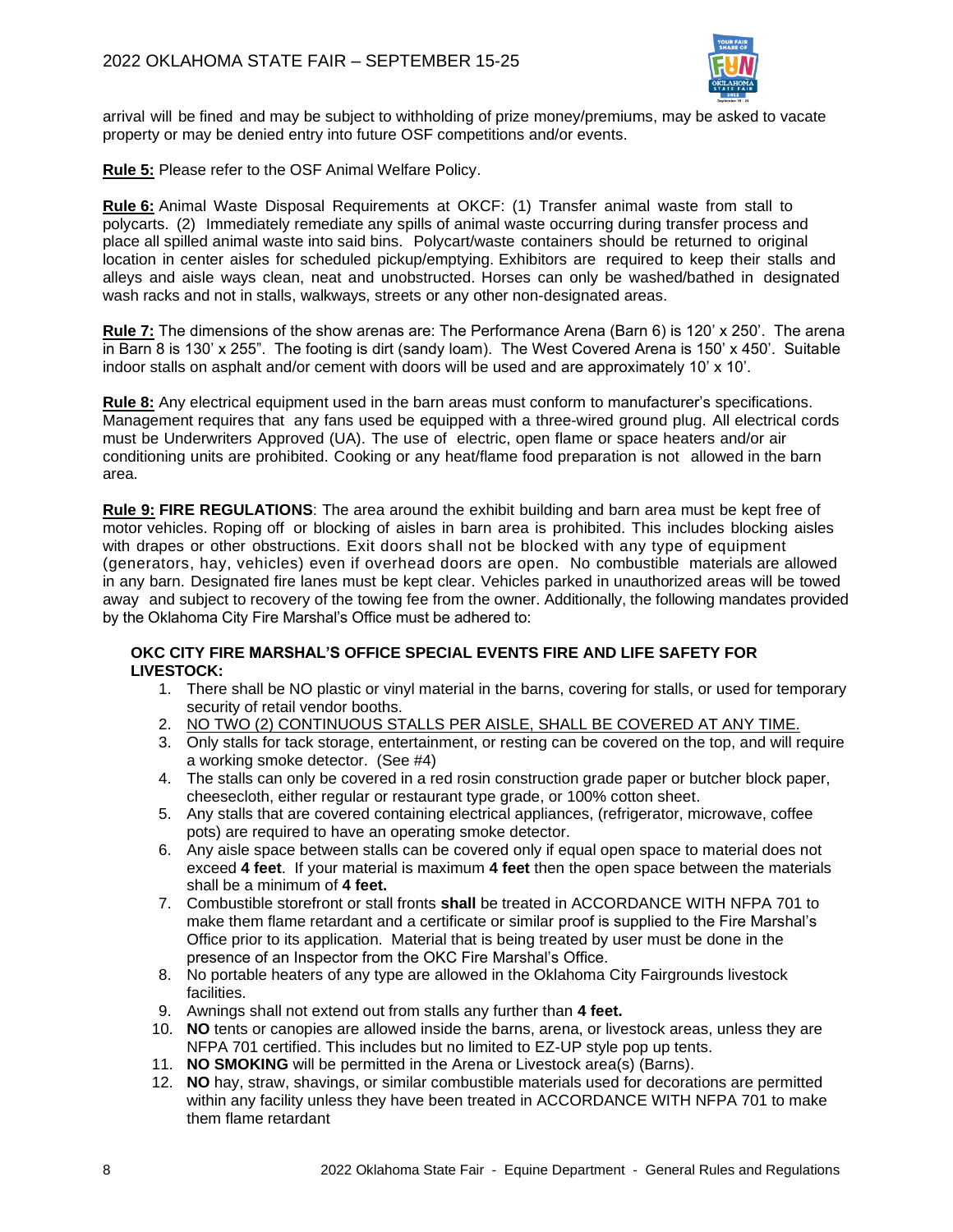arrival will be fined and may be subject to withholding of prize money/premiums, may be asked to vacate property or may be denied entry into future OSF competitions and/or events.

**Rule 5:** Please refer to the OSF Animal Welfare Policy.

**Rule 6:** Animal Waste Disposal Requirements at OKCF: (1) Transfer animal waste from stall to polycarts. (2) Immediately remediate any spills of animal waste occurring during transfer process and place all spilled animal waste into said bins. Polycart/waste containers should be returned to original location in center aisles for scheduled pickup/emptying. Exhibitors are required to keep their stalls and alleys and aisle ways clean, neat and unobstructed. Horses can only be washed/bathed in designated wash racks and not in stalls, walkways, streets or any other non-designated areas.

**Rule 7:** The dimensions of the show arenas are: The Performance Arena (Barn 6) is 120' x 250'. The arena in Barn 8 is 130' x 255". The footing is dirt (sandy loam). The West Covered Arena is 150' x 450'. Suitable indoor stalls on asphalt and/or cement with doors will be used and are approximately 10' x 10'.

**Rule 8:** Any electrical equipment used in the barn areas must conform to manufacturer's specifications. Management requires that any fans used be equipped with a three-wired ground plug. All electrical cords must be Underwriters Approved (UA). The use of electric, open flame or space heaters and/or air conditioning units are prohibited. Cooking or any heat/flame food preparation is not allowed in the barn area.

**Rule 9: FIRE REGULATIONS**: The area around the exhibit building and barn area must be kept free of motor vehicles. Roping off or blocking of aisles in barn area is prohibited. This includes blocking aisles with drapes or other obstructions. Exit doors shall not be blocked with any type of equipment (generators, hay, vehicles) even if overhead doors are open. No combustible materials are allowed in any barn. Designated fire lanes must be kept clear. Vehicles parked in unauthorized areas will be towed away and subject to recovery of the towing fee from the owner. Additionally, the following mandates provided by the Oklahoma City Fire Marshal's Office must be adhered to:

**OKC CITY FIRE MARSHAL'S OFFICE SPECIAL EVENTS FIRE AND LIFE SAFETY FOR LIVESTOCK:**

1. There shall be NO plastic or vinyl material in the barns, covering for stalls, or used for temporary security of retail vendor booths.
2. NO TWO (2) CONTINUOUS STALLS PER AISLE, SHALL BE COVERED AT ANY TIME.
3. Only stalls for tack storage, entertainment, or resting can be covered on the top, and will require a working smoke detector. (See #4)
4. The stalls can only be covered in a red rosin construction grade paper or butcher block paper, cheesecloth, either regular or restaurant type grade, or 100% cotton sheet.
5. Any stalls that are covered containing electrical appliances, (refrigerator, microwave, coffee pots) are required to have an operating smoke detector.
6. Any aisle space between stalls can be covered only if equal open space to material does not exceed **4 feet**. If your material is maximum **4 feet** then the open space between the materials shall be a minimum of **4 feet.**
7. Combustible storefront or stall fronts **shall** be treated in ACCORDANCE WITH NFPA 701 to make them flame retardant and a certificate or similar proof is supplied to the Fire Marshal's Office prior to its application. Material that is being treated by user must be done in the presence of an Inspector from the OKC Fire Marshal's Office.
8. No portable heaters of any type are allowed in the Oklahoma City Fairgrounds livestock facilities.
9. Awnings shall not extend out from stalls any further than **4 feet.**
10. **NO** tents or canopies are allowed inside the barns, arena, or livestock areas, unless they are NFPA 701 certified. This includes but no limited to EZ-UP style pop up tents.
11. **NO SMOKING** will be permitted in the Arena or Livestock area(s) (Barns).
12. **NO** hay, straw, shavings, or similar combustible materials used for decorations are permitted within any facility unless they have been treated in ACCORDANCE WITH NFPA 701 to make them flame retardant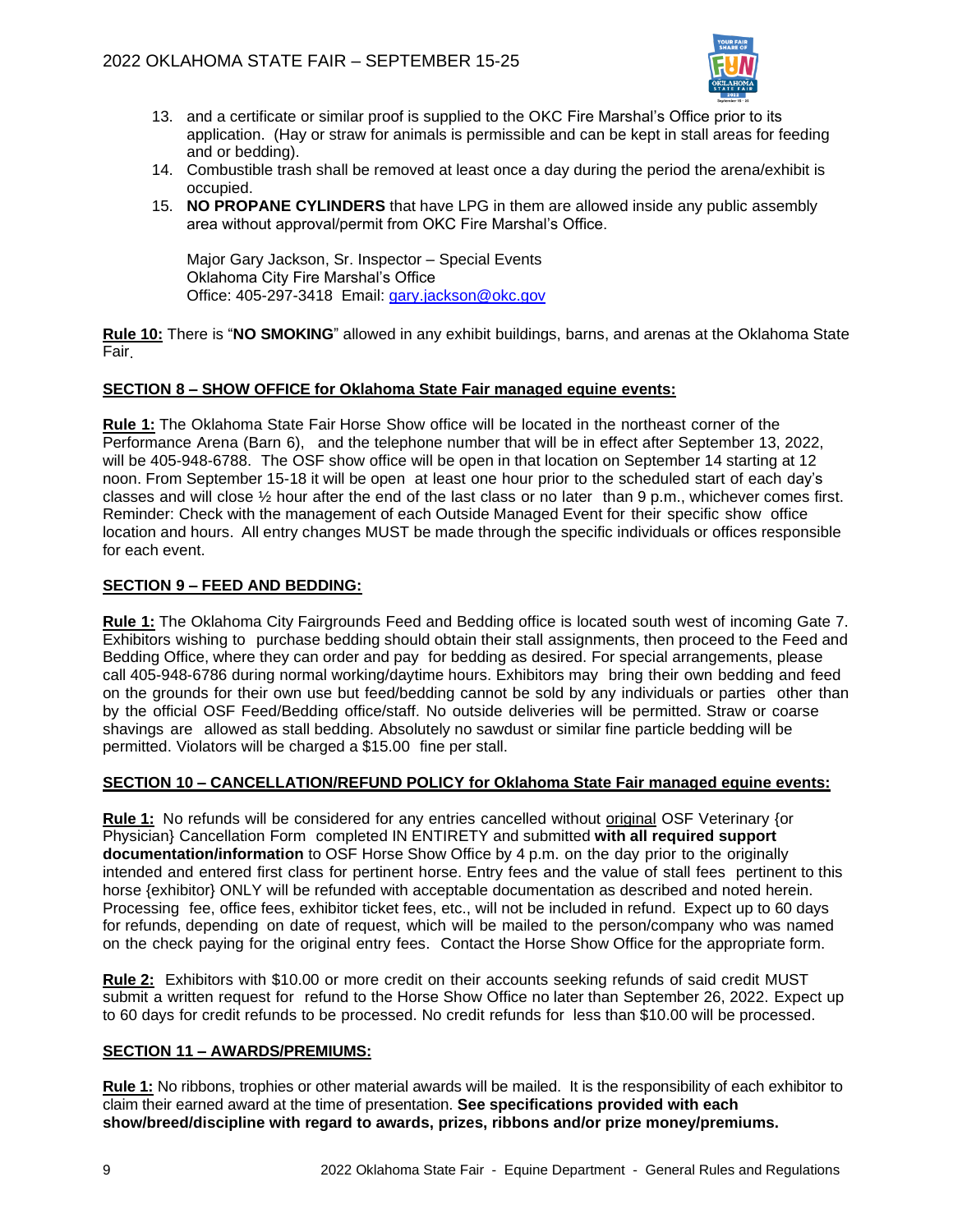13. and a certificate or similar proof is supplied to the OKC Fire Marshal's Office prior to its application. (Hay or straw for animals is permissible and can be kept in stall areas for feeding and or bedding).
14. Combustible trash shall be removed at least once a day during the period the arena/exhibit is occupied.
15. **NO PROPANE CYLINDERS** that have LPG in them are allowed inside any public assembly area without approval/permit from OKC Fire Marshal's Office.

    Major Gary Jackson, Sr. Inspector – Special Events
    Oklahoma City Fire Marshal's Office
    Office: 405-297-3418 Email: gary.jackson@okc.gov

**Rule 10:** There is "**NO SMOKING**" allowed in any exhibit buildings, barns, and arenas at the Oklahoma State Fair.

## SECTION 8 – SHOW OFFICE for Oklahoma State Fair managed equine events:

**Rule 1:** The Oklahoma State Fair Horse Show office will be located in the northeast corner of the Performance Arena (Barn 6), and the telephone number that will be in effect after September 13, 2022, will be 405-948-6788. The OSF show office will be open in that location on September 14 starting at 12 noon. From September 15-18 it will be open at least one hour prior to the scheduled start of each day's classes and will close ½ hour after the end of the last class or no later than 9 p.m., whichever comes first. Reminder: Check with the management of each Outside Managed Event for their specific show office location and hours. All entry changes MUST be made through the specific individuals or offices responsible for each event.

## SECTION 9 – FEED AND BEDDING:

**Rule 1:** The Oklahoma City Fairgrounds Feed and Bedding office is located south west of incoming Gate 7. Exhibitors wishing to purchase bedding should obtain their stall assignments, then proceed to the Feed and Bedding Office, where they can order and pay for bedding as desired. For special arrangements, please call 405-948-6786 during normal working/daytime hours. Exhibitors may bring their own bedding and feed on the grounds for their own use but feed/bedding cannot be sold by any individuals or parties other than by the official OSF Feed/Bedding office/staff. No outside deliveries will be permitted. Straw or coarse shavings are allowed as stall bedding. Absolutely no sawdust or similar fine particle bedding will be permitted. Violators will be charged a $15.00 fine per stall.

## SECTION 10 – CANCELLATION/REFUND POLICY for Oklahoma State Fair managed equine events:

**Rule 1:** No refunds will be considered for any entries cancelled without original OSF Veterinary {or Physician} Cancellation Form completed IN ENTIRETY and submitted **with all required support documentation/information** to OSF Horse Show Office by 4 p.m. on the day prior to the originally intended and entered first class for pertinent horse. Entry fees and the value of stall fees pertinent to this horse {exhibitor} ONLY will be refunded with acceptable documentation as described and noted herein. Processing fee, office fees, exhibitor ticket fees, etc., will not be included in refund. Expect up to 60 days for refunds, depending on date of request, which will be mailed to the person/company who was named on the check paying for the original entry fees. Contact the Horse Show Office for the appropriate form.

**Rule 2:** Exhibitors with $10.00 or more credit on their accounts seeking refunds of said credit MUST submit a written request for refund to the Horse Show Office no later than September 26, 2022. Expect up to 60 days for credit refunds to be processed. No credit refunds for less than $10.00 will be processed.

## SECTION 11 – AWARDS/PREMIUMS:

**Rule 1:** No ribbons, trophies or other material awards will be mailed. It is the responsibility of each exhibitor to claim their earned award at the time of presentation. **See specifications provided with each show/breed/discipline with regard to awards, prizes, ribbons and/or prize money/premiums.**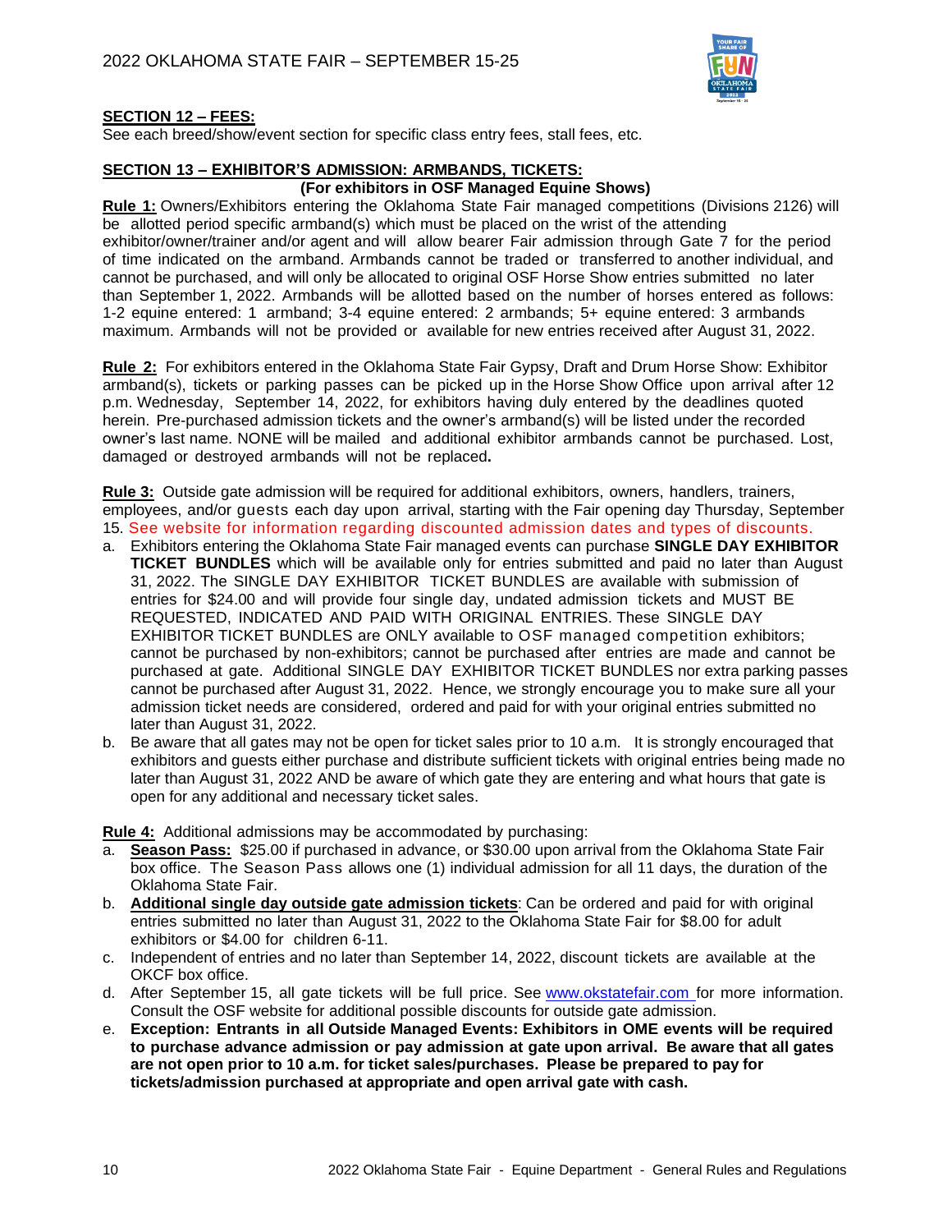**SECTION 12 – FEES:**

See each breed/show/event section for specific class entry fees, stall fees, etc.

**SECTION 13 – EXHIBITOR'S ADMISSION: ARMBANDS, TICKETS:**

**(For exhibitors in OSF Managed Equine Shows)**

**Rule 1:** Owners/Exhibitors entering the Oklahoma State Fair managed competitions (Divisions 2126) will be allotted period specific armband(s) which must be placed on the wrist of the attending exhibitor/owner/trainer and/or agent and will allow bearer Fair admission through Gate 7 for the period of time indicated on the armband. Armbands cannot be traded or transferred to another individual, and cannot be purchased, and will only be allocated to original OSF Horse Show entries submitted no later than September 1, 2022. Armbands will be allotted based on the number of horses entered as follows: 1-2 equine entered: 1 armband; 3-4 equine entered: 2 armbands; 5+ equine entered: 3 armbands maximum. Armbands will not be provided or available for new entries received after August 31, 2022.

**Rule 2:** For exhibitors entered in the Oklahoma State Fair Gypsy, Draft and Drum Horse Show: Exhibitor armband(s), tickets or parking passes can be picked up in the Horse Show Office upon arrival after 12 p.m. Wednesday, September 14, 2022, for exhibitors having duly entered by the deadlines quoted herein. Pre-purchased admission tickets and the owner's armband(s) will be listed under the recorded owner's last name. NONE will be mailed and additional exhibitor armbands cannot be purchased. Lost, damaged or destroyed armbands will not be replaced**.**

**Rule 3:** Outside gate admission will be required for additional exhibitors, owners, handlers, trainers, employees, and/or guests each day upon arrival, starting with the Fair opening day Thursday, September 15. See website for information regarding discounted admission dates and types of discounts.

a. Exhibitors entering the Oklahoma State Fair managed events can purchase **SINGLE DAY EXHIBITOR TICKET BUNDLES** which will be available only for entries submitted and paid no later than August 31, 2022. The SINGLE DAY EXHIBITOR TICKET BUNDLES are available with submission of entries for $24.00 and will provide four single day, undated admission tickets and MUST BE REQUESTED, INDICATED AND PAID WITH ORIGINAL ENTRIES. These SINGLE DAY EXHIBITOR TICKET BUNDLES are ONLY available to OSF managed competition exhibitors; cannot be purchased by non-exhibitors; cannot be purchased after entries are made and cannot be purchased at gate. Additional SINGLE DAY EXHIBITOR TICKET BUNDLES nor extra parking passes cannot be purchased after August 31, 2022. Hence, we strongly encourage you to make sure all your admission ticket needs are considered, ordered and paid for with your original entries submitted no later than August 31, 2022.
b. Be aware that all gates may not be open for ticket sales prior to 10 a.m. It is strongly encouraged that exhibitors and guests either purchase and distribute sufficient tickets with original entries being made no later than August 31, 2022 AND be aware of which gate they are entering and what hours that gate is open for any additional and necessary ticket sales.

**Rule 4:** Additional admissions may be accommodated by purchasing:

a. **Season Pass:** $25.00 if purchased in advance, or $30.00 upon arrival from the Oklahoma State Fair box office. The Season Pass allows one (1) individual admission for all 11 days, the duration of the Oklahoma State Fair.
b. **Additional single day outside gate admission tickets**: Can be ordered and paid for with original entries submitted no later than August 31, 2022 to the Oklahoma State Fair for $8.00 for adult exhibitors or $4.00 for children 6-11.
c. Independent of entries and no later than September 14, 2022, discount tickets are available at the OKCF box office.
d. After September 15, all gate tickets will be full price. See www.okstatefair.com for more information. Consult the OSF website for additional possible discounts for outside gate admission.
e. **Exception: Entrants in all Outside Managed Events: Exhibitors in OME events will be required to purchase advance admission or pay admission at gate upon arrival. Be aware that all gates are not open prior to 10 a.m. for ticket sales/purchases. Please be prepared to pay for tickets/admission purchased at appropriate and open arrival gate with cash.**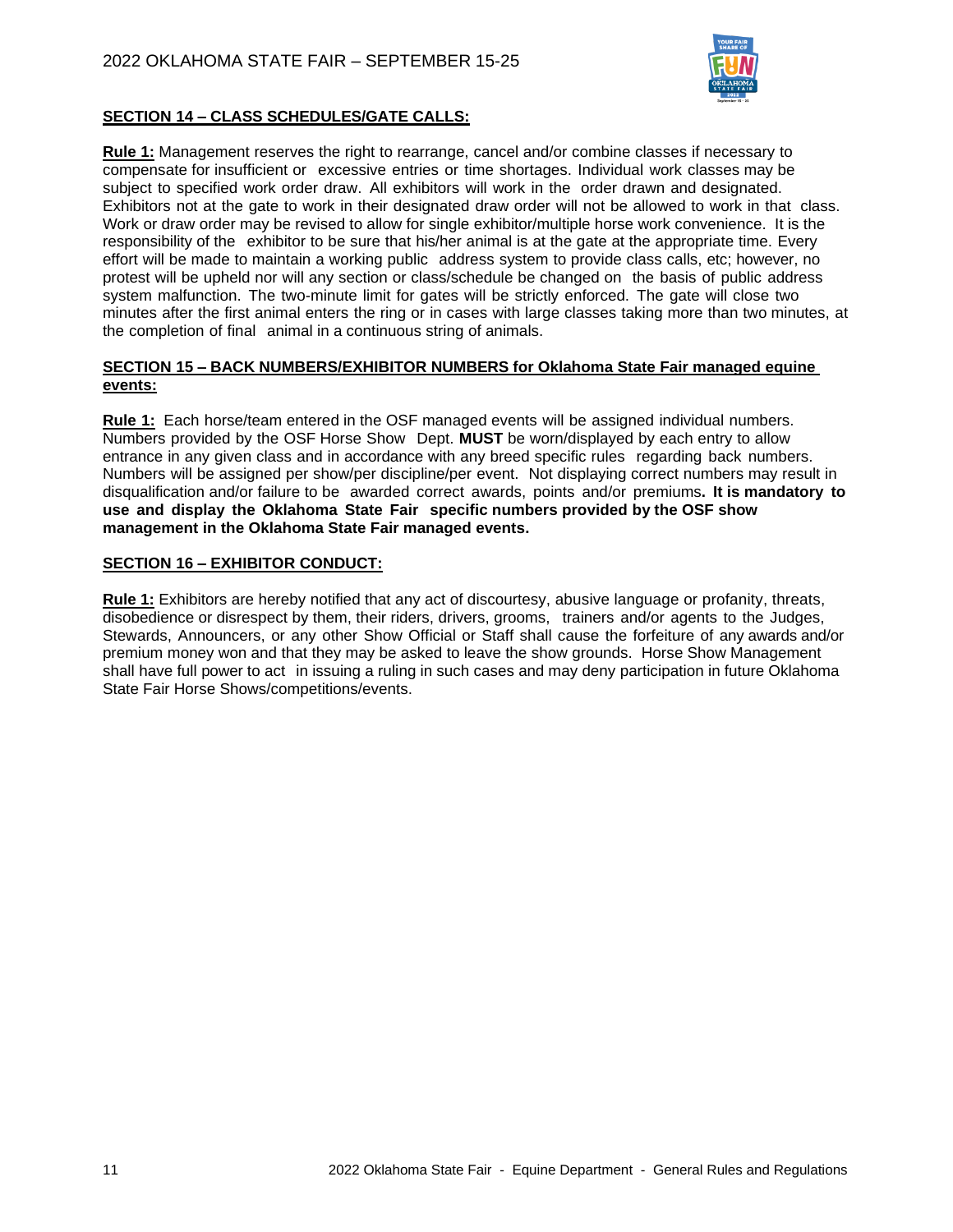## SECTION 14 – CLASS SCHEDULES/GATE CALLS:

**Rule 1:** Management reserves the right to rearrange, cancel and/or combine classes if necessary to compensate for insufficient or excessive entries or time shortages. Individual work classes may be subject to specified work order draw. All exhibitors will work in the order drawn and designated. Exhibitors not at the gate to work in their designated draw order will not be allowed to work in that class. Work or draw order may be revised to allow for single exhibitor/multiple horse work convenience. It is the responsibility of the exhibitor to be sure that his/her animal is at the gate at the appropriate time. Every effort will be made to maintain a working public address system to provide class calls, etc; however, no protest will be upheld nor will any section or class/schedule be changed on the basis of public address system malfunction. The two-minute limit for gates will be strictly enforced. The gate will close two minutes after the first animal enters the ring or in cases with large classes taking more than two minutes, at the completion of final animal in a continuous string of animals.

## SECTION 15 – BACK NUMBERS/EXHIBITOR NUMBERS for Oklahoma State Fair managed equine events:

**Rule 1:** Each horse/team entered in the OSF managed events will be assigned individual numbers. Numbers provided by the OSF Horse Show Dept. **MUST** be worn/displayed by each entry to allow entrance in any given class and in accordance with any breed specific rules regarding back numbers. Numbers will be assigned per show/per discipline/per event. Not displaying correct numbers may result in disqualification and/or failure to be awarded correct awards, points and/or premiums**. It is mandatory to use and display the Oklahoma State Fair specific numbers provided by the OSF show management in the Oklahoma State Fair managed events.**

## SECTION 16 – EXHIBITOR CONDUCT:

**Rule 1:** Exhibitors are hereby notified that any act of discourtesy, abusive language or profanity, threats, disobedience or disrespect by them, their riders, drivers, grooms, trainers and/or agents to the Judges, Stewards, Announcers, or any other Show Official or Staff shall cause the forfeiture of any awards and/or premium money won and that they may be asked to leave the show grounds. Horse Show Management shall have full power to act in issuing a ruling in such cases and may deny participation in future Oklahoma State Fair Horse Shows/competitions/events.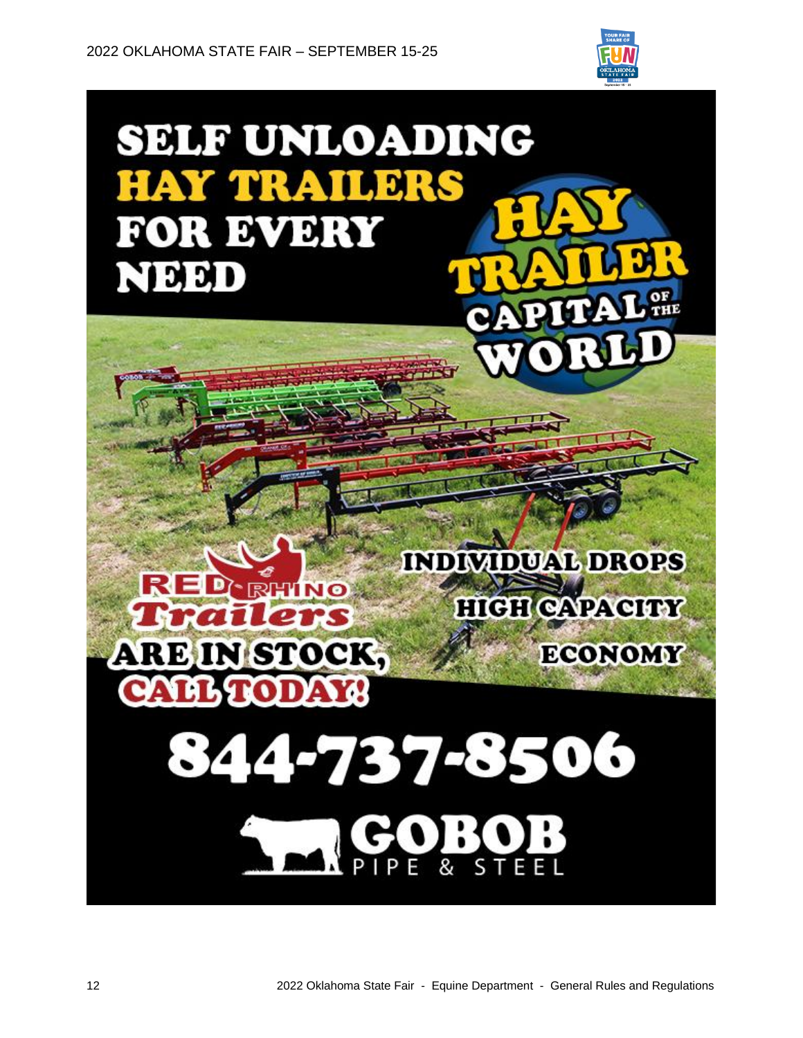# SELF UNLOADING HAY TRAILERS FOR EVERY NEED

HAY TRAILER CAPITAL OF THE WORLD

INDIVIDUAL DROPS

HIGH CAPACITY

ECONOMY

RED RHINO Trailers ARE IN STOCK, CALL TODAY!

844-737-8506

GOBOB PIPE & STEEL